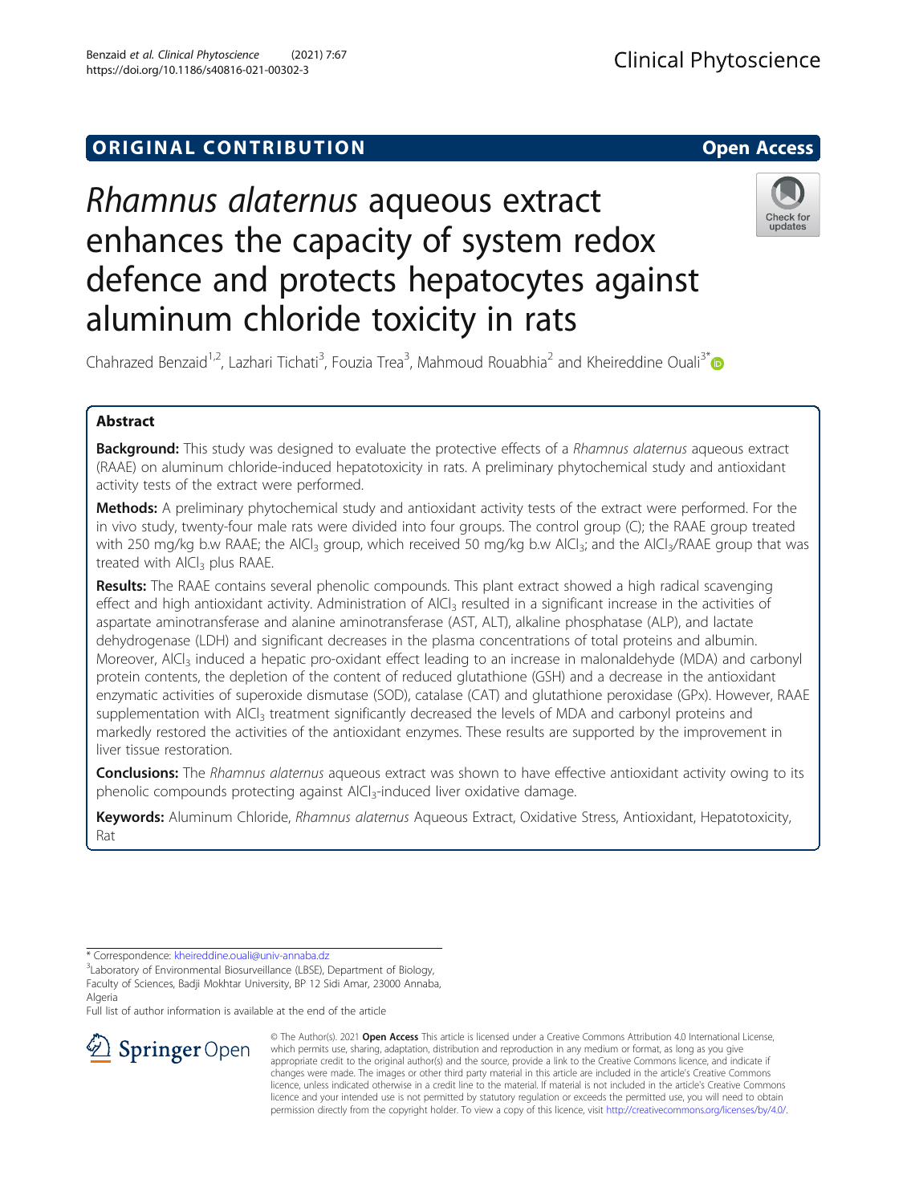ORIGINAL CONTRIBUTION

Open Access

# *Rhamnus alaternus* aqueous extract enhances the capacity of system redox defence and protects hepatocytes against aluminum chloride toxicity in rats

Chahrazed Benzaid[1,2], Lazhari Tichati[3], Fouzia Trea[3], Mahmoud Rouabhia[2] and Kheireddine Ouali[3*]

## Abstract

**Background:** This study was designed to evaluate the protective effects of a *Rhamnus alaternus* aqueous extract (RAAE) on aluminum chloride-induced hepatotoxicity in rats. A preliminary phytochemical study and antioxidant activity tests of the extract were performed.

**Methods:** A preliminary phytochemical study and antioxidant activity tests of the extract were performed. For the in vivo study, twenty-four male rats were divided into four groups. The control group (C); the RAAE group treated with 250 mg/kg b.w RAAE; the $AlCl_3$ group, which received 50 mg/kg b.w $AlCl_3$; and the $AlCl_3$/RAAE group that was treated with $AlCl_3$ plus RAAE.

**Results:** The RAAE contains several phenolic compounds. This plant extract showed a high radical scavenging effect and high antioxidant activity. Administration of $AlCl_3$ resulted in a significant increase in the activities of aspartate aminotransferase and alanine aminotransferase (AST, ALT), alkaline phosphatase (ALP), and lactate dehydrogenase (LDH) and significant decreases in the plasma concentrations of total proteins and albumin. Moreover, $AlCl_3$ induced a hepatic pro-oxidant effect leading to an increase in malonaldehyde (MDA) and carbonyl protein contents, the depletion of the content of reduced glutathione (GSH) and a decrease in the antioxidant enzymatic activities of superoxide dismutase (SOD), catalase (CAT) and glutathione peroxidase (GPx). However, RAAE supplementation with $AlCl_3$ treatment significantly decreased the levels of MDA and carbonyl proteins and markedly restored the activities of the antioxidant enzymes. These results are supported by the improvement in liver tissue restoration.

**Conclusions:** The *Rhamnus alaternus* aqueous extract was shown to have effective antioxidant activity owing to its phenolic compounds protecting against $AlCl_3$-induced liver oxidative damage.

**Keywords:** Aluminum Chloride, *Rhamnus alaternus* Aqueous Extract, Oxidative Stress, Antioxidant, Hepatotoxicity, Rat

\* Correspondence: kheireddine.ouali@univ-annaba.dz

[3]Laboratory of Environmental Biosurveillance (LBSE), Department of Biology, Faculty of Sciences, Badji Mokhtar University, BP 12 Sidi Amar, 23000 Annaba, Algeria

Full list of author information is available at the end of the article

© The Author(s). 2021 **Open Access** This article is licensed under a Creative Commons Attribution 4.0 International License, which permits use, sharing, adaptation, distribution and reproduction in any medium or format, as long as you give appropriate credit to the original author(s) and the source, provide a link to the Creative Commons licence, and indicate if changes were made. The images or other third party material in this article are included in the article's Creative Commons licence, unless indicated otherwise in a credit line to the material. If material is not included in the article's Creative Commons licence and your intended use is not permitted by statutory regulation or exceeds the permitted use, you will need to obtain permission directly from the copyright holder. To view a copy of this licence, visit http://creativecommons.org/licenses/by/4.0/.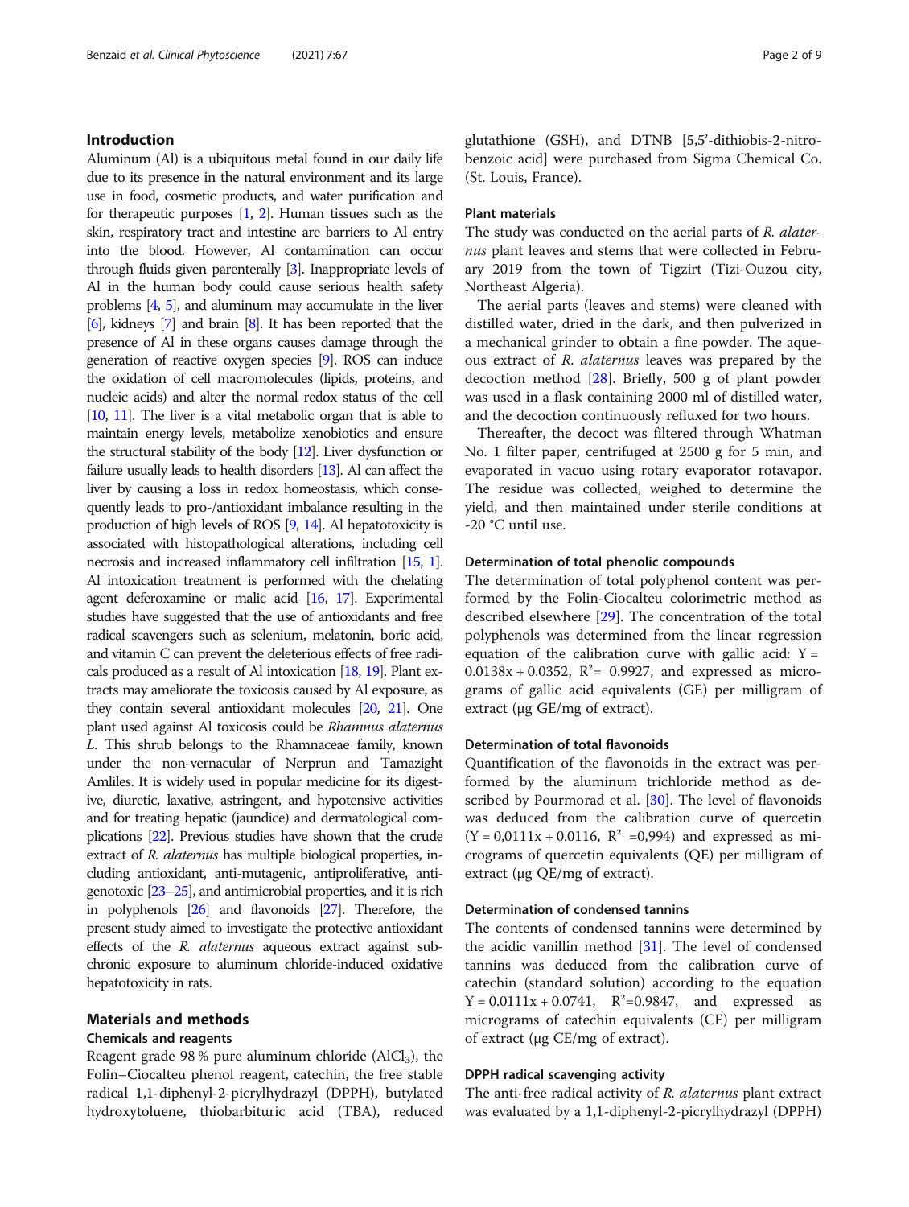## Introduction

Aluminum (Al) is a ubiquitous metal found in our daily life due to its presence in the natural environment and its large use in food, cosmetic products, and water purification and for therapeutic purposes [1, 2]. Human tissues such as the skin, respiratory tract and intestine are barriers to Al entry into the blood. However, Al contamination can occur through fluids given parenterally [3]. Inappropriate levels of Al in the human body could cause serious health safety problems [4, 5], and aluminum may accumulate in the liver [6], kidneys [7] and brain [8]. It has been reported that the presence of Al in these organs causes damage through the generation of reactive oxygen species [9]. ROS can induce the oxidation of cell macromolecules (lipids, proteins, and nucleic acids) and alter the normal redox status of the cell [10, 11]. The liver is a vital metabolic organ that is able to maintain energy levels, metabolize xenobiotics and ensure the structural stability of the body [12]. Liver dysfunction or failure usually leads to health disorders [13]. Al can affect the liver by causing a loss in redox homeostasis, which consequently leads to pro-/antioxidant imbalance resulting in the production of high levels of ROS [9, 14]. Al hepatotoxicity is associated with histopathological alterations, including cell necrosis and increased inflammatory cell infiltration [15, 1]. Al intoxication treatment is performed with the chelating agent deferoxamine or malic acid [16, 17]. Experimental studies have suggested that the use of antioxidants and free radical scavengers such as selenium, melatonin, boric acid, and vitamin C can prevent the deleterious effects of free radicals produced as a result of Al intoxication [18, 19]. Plant extracts may ameliorate the toxicosis caused by Al exposure, as they contain several antioxidant molecules [20, 21]. One plant used against Al toxicosis could be *Rhamnus alaternus* L. This shrub belongs to the Rhamnaceae family, known under the non-vernacular of Nerprun and Tamazight Amliles. It is widely used in popular medicine for its digestive, diuretic, laxative, astringent, and hypotensive activities and for treating hepatic (jaundice) and dermatological complications [22]. Previous studies have shown that the crude extract of *R. alaternus* has multiple biological properties, including antioxidant, anti-mutagenic, antiproliferative, antigenotoxic [23–25], and antimicrobial properties, and it is rich in polyphenols [26] and flavonoids [27]. Therefore, the present study aimed to investigate the protective antioxidant effects of the *R. alaternus* aqueous extract against subchronic exposure to aluminum chloride-induced oxidative hepatotoxicity in rats.

## Materials and methods

### Chemicals and reagents

Reagent grade 98 % pure aluminum chloride ($AlCl_3$), the Folin–Ciocalteu phenol reagent, catechin, the free stable radical 1,1-diphenyl-2-picrylhydrazyl (DPPH), butylated hydroxytoluene, thiobarbituric acid (TBA), reduced glutathione (GSH), and DTNB [5,5′-dithiobis-2-nitrobenzoic acid] were purchased from Sigma Chemical Co. (St. Louis, France).

### Plant materials

The study was conducted on the aerial parts of *R. alaternus* plant leaves and stems that were collected in February 2019 from the town of Tigzirt (Tizi-Ouzou city, Northeast Algeria).

The aerial parts (leaves and stems) were cleaned with distilled water, dried in the dark, and then pulverized in a mechanical grinder to obtain a fine powder. The aqueous extract of *R. alaternus* leaves was prepared by the decoction method [28]. Briefly, 500 g of plant powder was used in a flask containing 2000 ml of distilled water, and the decoction continuously refluxed for two hours.

Thereafter, the decoct was filtered through Whatman No. 1 filter paper, centrifuged at 2500 g for 5 min, and evaporated in vacuo using rotary evaporator rotavapor. The residue was collected, weighed to determine the yield, and then maintained under sterile conditions at -20 °C until use.

### Determination of total phenolic compounds

The determination of total polyphenol content was performed by the Folin-Ciocalteu colorimetric method as described elsewhere [29]. The concentration of the total polyphenols was determined from the linear regression equation of the calibration curve with gallic acid: $Y = 0.0138x + 0.0352$, $R^2 = 0.9927$, and expressed as micrograms of gallic acid equivalents (GE) per milligram of extract (µg GE/mg of extract).

### Determination of total flavonoids

Quantification of the flavonoids in the extract was performed by the aluminum trichloride method as described by Pourmorad et al. [30]. The level of flavonoids was deduced from the calibration curve of quercetin ($Y = 0{,}0111x + 0.0116$, $R^2 = 0{,}994$) and expressed as micrograms of quercetin equivalents (QE) per milligram of extract (µg QE/mg of extract).

### Determination of condensed tannins

The contents of condensed tannins were determined by the acidic vanillin method [31]. The level of condensed tannins was deduced from the calibration curve of catechin (standard solution) according to the equation $Y = 0.0111x + 0.0741$, $R^2 = 0.9847$, and expressed as micrograms of catechin equivalents (CE) per milligram of extract (µg CE/mg of extract).

### DPPH radical scavenging activity

The anti-free radical activity of *R. alaternus* plant extract was evaluated by a 1,1-diphenyl-2-picrylhydrazyl (DPPH)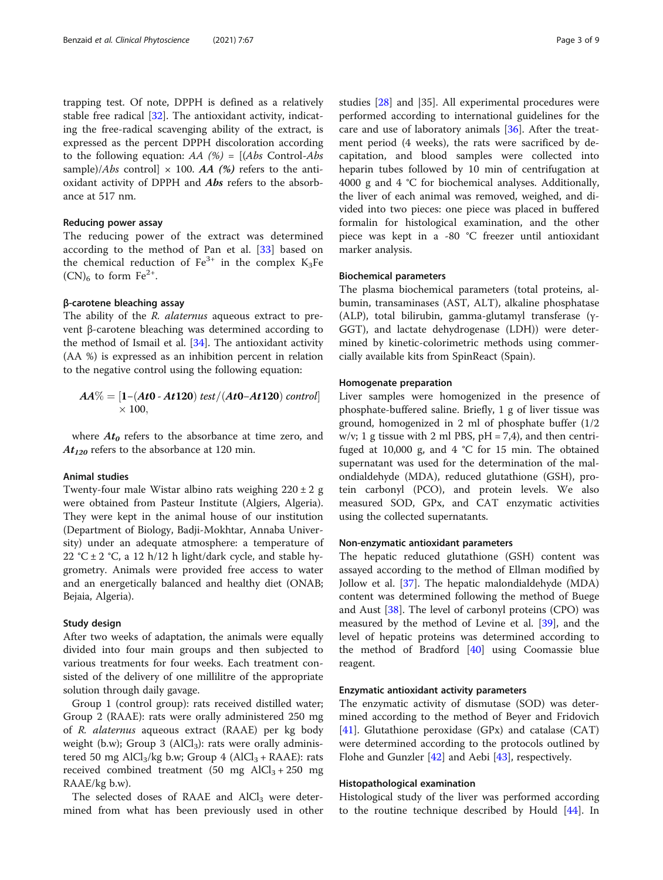trapping test. Of note, DPPH is defined as a relatively stable free radical [32]. The antioxidant activity, indicating the free-radical scavenging ability of the extract, is expressed as the percent DPPH discoloration according to the following equation: *AA (%)* = [(*Abs* Control-*Abs* sample)/*Abs* control] × 100. ***AA (%)*** refers to the antioxidant activity of DPPH and ***Abs*** refers to the absorbance at 517 nm.

### Reducing power assay

The reducing power of the extract was determined according to the method of Pan et al. [33] based on the chemical reduction of $Fe^{3+}$ in the complex $K_3Fe(CN)_6$ to form $Fe^{2+}$.

### β-carotene bleaching assay

The ability of the *R. alaternus* aqueous extract to prevent β-carotene bleaching was determined according to the method of Ismail et al. [34]. The antioxidant activity (AA %) is expressed as an inhibition percent in relation to the negative control using the following equation:

$$AA\% = [1 - (At0 - At120)\ test/(At0 - At120)\ control] \times 100,$$

where $At_0$ refers to the absorbance at time zero, and $At_{120}$ refers to the absorbance at 120 min.

### Animal studies

Twenty-four male Wistar albino rats weighing 220 ± 2 g were obtained from Pasteur Institute (Algiers, Algeria). They were kept in the animal house of our institution (Department of Biology, Badji-Mokhtar, Annaba University) under an adequate atmosphere: a temperature of 22 °C ± 2 °C, a 12 h/12 h light/dark cycle, and stable hygrometry. Animals were provided free access to water and an energetically balanced and healthy diet (ONAB; Bejaia, Algeria).

### Study design

After two weeks of adaptation, the animals were equally divided into four main groups and then subjected to various treatments for four weeks. Each treatment consisted of the delivery of one millilitre of the appropriate solution through daily gavage.

Group 1 (control group): rats received distilled water; Group 2 (RAAE): rats were orally administered 250 mg of *R. alaternus* aqueous extract (RAAE) per kg body weight (b.w); Group 3 ($AlCl_3$): rats were orally administered 50 mg $AlCl_3$/kg b.w; Group 4 ($AlCl_3$ + RAAE): rats received combined treatment (50 mg $AlCl_3$ + 250 mg RAAE/kg b.w).

The selected doses of RAAE and $AlCl_3$ were determined from what has been previously used in other studies [28] and [35]. All experimental procedures were performed according to international guidelines for the care and use of laboratory animals [36]. After the treatment period (4 weeks), the rats were sacrificed by decapitation, and blood samples were collected into heparin tubes followed by 10 min of centrifugation at 4000 g and 4 °C for biochemical analyses. Additionally, the liver of each animal was removed, weighed, and divided into two pieces: one piece was placed in buffered formalin for histological examination, and the other piece was kept in a -80 °C freezer until antioxidant marker analysis.

### Biochemical parameters

The plasma biochemical parameters (total proteins, albumin, transaminases (AST, ALT), alkaline phosphatase (ALP), total bilirubin, gamma-glutamyl transferase (γ-GGT), and lactate dehydrogenase (LDH)) were determined by kinetic-colorimetric methods using commercially available kits from SpinReact (Spain).

### Homogenate preparation

Liver samples were homogenized in the presence of phosphate-buffered saline. Briefly, 1 g of liver tissue was ground, homogenized in 2 ml of phosphate buffer (1/2 w/v; 1 g tissue with 2 ml PBS, pH = 7,4), and then centrifuged at 10,000 g, and 4 °C for 15 min. The obtained supernatant was used for the determination of the malondialdehyde (MDA), reduced glutathione (GSH), protein carbonyl (PCO), and protein levels. We also measured SOD, GPx, and CAT enzymatic activities using the collected supernatants.

### Non-enzymatic antioxidant parameters

The hepatic reduced glutathione (GSH) content was assayed according to the method of Ellman modified by Jollow et al. [37]. The hepatic malondialdehyde (MDA) content was determined following the method of Buege and Aust [38]. The level of carbonyl proteins (CPO) was measured by the method of Levine et al. [39], and the level of hepatic proteins was determined according to the method of Bradford [40] using Coomassie blue reagent.

### Enzymatic antioxidant activity parameters

The enzymatic activity of dismutase (SOD) was determined according to the method of Beyer and Fridovich [41]. Glutathione peroxidase (GPx) and catalase (CAT) were determined according to the protocols outlined by Flohe and Gunzler [42] and Aebi [43], respectively.

### Histopathological examination

Histological study of the liver was performed according to the routine technique described by Hould [44]. In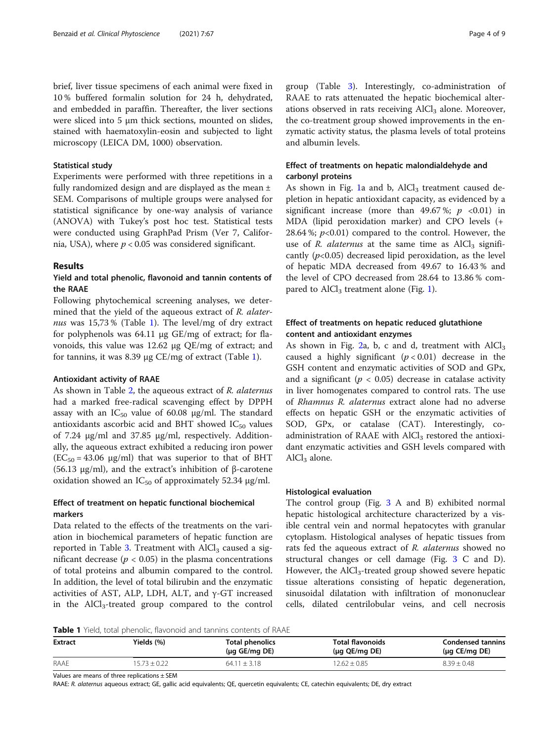brief, liver tissue specimens of each animal were fixed in 10 % buffered formalin solution for 24 h, dehydrated, and embedded in paraffin. Thereafter, the liver sections were sliced into 5 μm thick sections, mounted on slides, stained with haematoxylin-eosin and subjected to light microscopy (LEICA DM, 1000) observation.

### Statistical study

Experiments were performed with three repetitions in a fully randomized design and are displayed as the mean ± SEM. Comparisons of multiple groups were analysed for statistical significance by one-way analysis of variance (ANOVA) with Tukey's post hoc test. Statistical tests were conducted using GraphPad Prism (Ver 7, California, USA), where $p < 0.05$ was considered significant.

## Results

### Yield and total phenolic, flavonoid and tannin contents of the RAAE

Following phytochemical screening analyses, we determined that the yield of the aqueous extract of *R. alaternus* was 15,73 % (Table 1). The level/mg of dry extract for polyphenols was 64.11 µg GE/mg of extract; for flavonoids, this value was 12.62 µg QE/mg of extract; and for tannins, it was 8.39 µg CE/mg of extract (Table 1).

### Antioxidant activity of RAAE

As shown in Table 2, the aqueous extract of *R. alaternus* had a marked free-radical scavenging effect by DPPH assay with an $IC_{50}$ value of 60.08 µg/ml. The standard antioxidants ascorbic acid and BHT showed $IC_{50}$ values of 7.24 µg/ml and 37.85 µg/ml, respectively. Additionally, the aqueous extract exhibited a reducing iron power ($EC_{50}$ = 43.06 µg/ml) that was superior to that of BHT (56.13 µg/ml), and the extract's inhibition of β-carotene oxidation showed an $IC_{50}$ of approximately 52.34 µg/ml.

### Effect of treatment on hepatic functional biochemical markers

Data related to the effects of the treatments on the variation in biochemical parameters of hepatic function are reported in Table 3. Treatment with $AlCl_3$ caused a significant decrease ($p < 0.05$) in the plasma concentrations of total proteins and albumin compared to the control. In addition, the level of total bilirubin and the enzymatic activities of AST, ALP, LDH, ALT, and γ-GT increased in the $AlCl_3$-treated group compared to the control group (Table 3). Interestingly, co-administration of RAAE to rats attenuated the hepatic biochemical alterations observed in rats receiving $AlCl_3$ alone. Moreover, the co-treatment group showed improvements in the enzymatic activity status, the plasma levels of total proteins and albumin levels.

### Effect of treatments on hepatic malondialdehyde and carbonyl proteins

As shown in Fig. 1a and b, $AlCl_3$ treatment caused depletion in hepatic antioxidant capacity, as evidenced by a significant increase (more than 49.67 %; $p$ <0.01) in MDA (lipid peroxidation marker) and CPO levels (+ 28.64 %; $p$<0.01) compared to the control. However, the use of *R. alaternus* at the same time as $AlCl_3$ significantly ($p$<0.05) decreased lipid peroxidation, as the level of hepatic MDA decreased from 49.67 to 16.43 % and the level of CPO decreased from 28.64 to 13.86 % compared to $AlCl_3$ treatment alone (Fig. 1).

### Effect of treatments on hepatic reduced glutathione content and antioxidant enzymes

As shown in Fig. 2a, b, c and d, treatment with $AlCl_3$ caused a highly significant ($p < 0.01$) decrease in the GSH content and enzymatic activities of SOD and GPx, and a significant ($p < 0.05$) decrease in catalase activity in liver homogenates compared to control rats. The use of *Rhamnus R. alaternus* extract alone had no adverse effects on hepatic GSH or the enzymatic activities of SOD, GPx, or catalase (CAT). Interestingly, co-administration of RAAE with $AlCl_3$ restored the antioxidant enzymatic activities and GSH levels compared with $AlCl_3$ alone.

### Histological evaluation

The control group (Fig. 3 A and B) exhibited normal hepatic histological architecture characterized by a visible central vein and normal hepatocytes with granular cytoplasm. Histological analyses of hepatic tissues from rats fed the aqueous extract of *R. alaternus* showed no structural changes or cell damage (Fig. 3 C and D). However, the $AlCl_3$-treated group showed severe hepatic tissue alterations consisting of hepatic degeneration, sinusoidal dilatation with infiltration of mononuclear cells, dilated centrilobular veins, and cell necrosis

**Table 1** Yield, total phenolic, flavonoid and tannins contents of RAAE

| Extract | Yields (%) | Total phenolics (µg GE/mg DE) | Total flavonoids (µg QE/mg DE) | Condensed tannins (µg CE/mg DE) |
| --- | --- | --- | --- | --- |
| RAAE | 15.73 ± 0.22 | 64.11 ± 3.18 | 12.62 ± 0.85 | 8.39 ± 0.48 |

Values are means of three replications ± SEM

RAAE: *R. alaternus* aqueous extract; GE, gallic acid equivalents; QE, quercetin equivalents; CE, catechin equivalents; DE, dry extract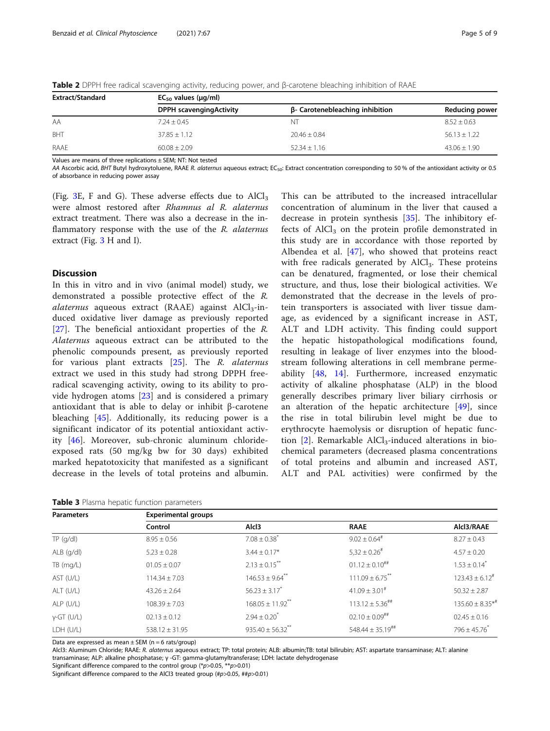**Table 2** DPPH free radical scavenging activity, reducing power, and β-carotene bleaching inhibition of RAAE

| Extract/Standard | $EC_{50}$ values (μg/ml) | | |
|---|---|---|---|
| | DPPH scavengingActivity | β- Carotenebleaching inhibition | Reducing power |
| AA | 7.24 ± 0.45 | NT | 8.52 ± 0.63 |
| BHT | 37.85 ± 1.12 | 20.46 ± 0.84 | 56.13 ± 1.22 |
| RAAE | 60.08 ± 2.09 | 52.34 ± 1.16 | 43.06 ± 1.90 |

Values are means of three replications ± SEM; NT: Not tested

*AA* Ascorbic acid, *BHT* Butyl hydroxytoluene, RAAE *R. alaternus* aqueous extract; $EC_{50}$: Extract concentration corresponding to 50 % of the antioxidant activity or 0.5 of absorbance in reducing power assay

(Fig. 3E, F and G). These adverse effects due to $AlCl_3$ were almost restored after *Rhamnus al R. alaternus* extract treatment. There was also a decrease in the inflammatory response with the use of the *R. alaternus* extract (Fig. 3 H and I).

## Discussion

In this in vitro and in vivo (animal model) study, we demonstrated a possible protective effect of the *R. alaternus* aqueous extract (RAAE) against $AlCl_3$-induced oxidative liver damage as previously reported [27]. The beneficial antioxidant properties of the *R. Alaternus* aqueous extract can be attributed to the phenolic compounds present, as previously reported for various plant extracts [25]. The *R. alaternus* extract we used in this study had strong DPPH free-radical scavenging activity, owing to its ability to provide hydrogen atoms [23] and is considered a primary antioxidant that is able to delay or inhibit β-carotene bleaching [45]. Additionally, its reducing power is a significant indicator of its potential antioxidant activity [46]. Moreover, sub-chronic aluminum chloride-exposed rats (50 mg/kg bw for 30 days) exhibited marked hepatotoxicity that manifested as a significant decrease in the levels of total proteins and albumin. This can be attributed to the increased intracellular concentration of aluminum in the liver that caused a decrease in protein synthesis [35]. The inhibitory effects of $AlCl_3$ on the protein profile demonstrated in this study are in accordance with those reported by Albendea et al. [47], who showed that proteins react with free radicals generated by $AlCl_3$. These proteins can be denatured, fragmented, or lose their chemical structure, and thus, lose their biological activities. We demonstrated that the decrease in the levels of protein transporters is associated with liver tissue damage, as evidenced by a significant increase in AST, ALT and LDH activity. This finding could support the hepatic histopathological modifications found, resulting in leakage of liver enzymes into the bloodstream following alterations in cell membrane permeability [48, 14]. Furthermore, increased enzymatic activity of alkaline phosphatase (ALP) in the blood generally describes primary liver biliary cirrhosis or an alteration of the hepatic architecture [49], since the rise in total bilirubin level might be due to erythrocyte haemolysis or disruption of hepatic function [2]. Remarkable $AlCl_3$-induced alterations in biochemical parameters (decreased plasma concentrations of total proteins and albumin and increased AST, ALT and PAL activities) were confirmed by the

**Table 3** Plasma hepatic function parameters

| Parameters | Experimental groups | | | |
|---|---|---|---|---|
| | Control | Alcl3 | RAAE | Alcl3/RAAE |
| TP (g/dl) | 8.95 ± 0.56 | 7.08 ± 0.38* | 9.02 ± 0.64# | 8.27 ± 0.43 |
| ALB (g/dl) | 5.23 ± 0.28 | 3.44 ± 0.17* | 5,32 ± 0.26# | 4.57 ± 0.20 |
| TB (mg/L) | 01.05 ± 0.07 | 2.13 ± 0.15** | 01.12 ± 0.10## | 1.53 ± 0.14* |
| AST (U/L) | 114.34 ± 7.03 | 146.53 ± 9.64** | 111.09 ± 6.75** | 123.43 ± 6.12# |
| ALT (U/L) | 43.26 ± 2.64 | 56.23 ± 3.17* | 41.09 ± 3.01# | 50.32 ± 2.87 |
| ALP (U/L) | 108.39 ± 7.03 | 168.05 ± 11.92** | 113.12 ± 5.36## | 135.60 ± 8.35*# |
| γ-GT (U/L) | 02.13 ± 0.12 | 2.94 ± 0.20* | 02.10 ± 0.09## | 02.45 ± 0.16 |
| LDH (U/L) | 538.12 ± 31.95 | 935.40 ± 56.32** | 548.44 ± 35.19## | 796 ± 45.76* |

Data are expressed as mean ± SEM (n = 6 rats/group)

Alcl3: Aluminum Chloride; RAAE: *R. alaternus* aqueous extract; TP: total protein; ALB: albumin;TB: total bilirubin; AST: aspartate transaminase; ALT: alanine transaminase; ALP: alkaline phosphatase; γ -GT: gamma-glutamyltransferase; LDH: lactate dehydrogenase

Significant difference compared to the control group (*$p$>0.05, **$p$>0.01)

Significant difference compared to the AlCl3 treated group (#$p$>0.05, ##$p$>0.01)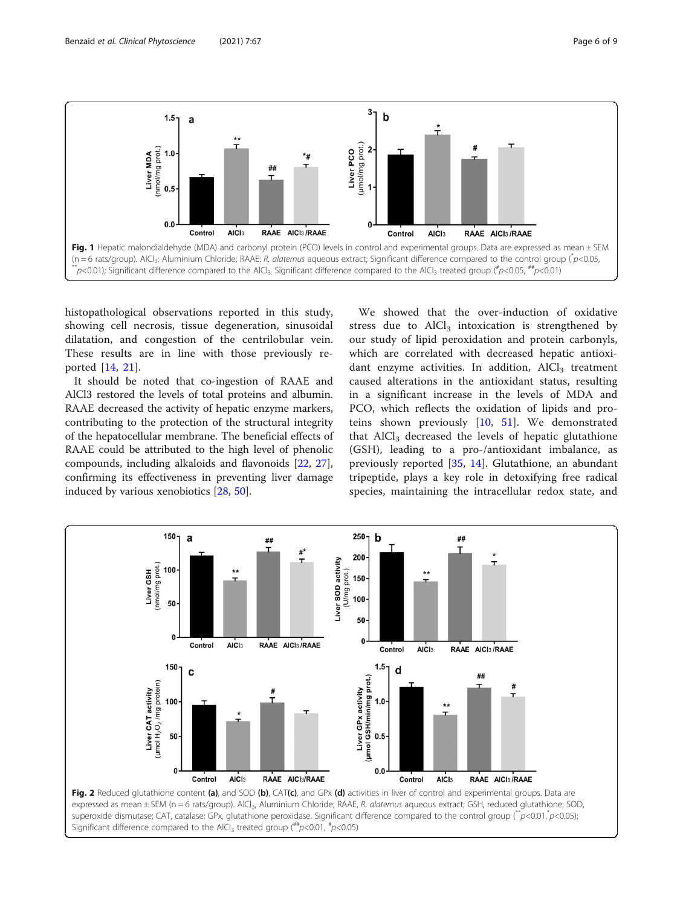Fig. 1 Hepatic malondialdehyde (MDA) and carbonyl protein (PCO) levels in control and experimental groups. Data are expressed as mean ± SEM (n = 6 rats/group). $AlCl_3$: Aluminium Chloride; RAAE: *R. alaternus* aqueous extract; Significant difference compared to the control group (*$p$<0.05, **$p$<0.01); Significant difference compared to the $AlCl_3$; Significant difference compared to the $AlCl_3$ treated group (#$p$<0.05, ##$p$<0.01)

histopathological observations reported in this study, showing cell necrosis, tissue degeneration, sinusoidal dilatation, and congestion of the centrilobular vein. These results are in line with those previously reported [14, 21].

It should be noted that co-ingestion of RAAE and AlCl3 restored the levels of total proteins and albumin. RAAE decreased the activity of hepatic enzyme markers, contributing to the protection of the structural integrity of the hepatocellular membrane. The beneficial effects of RAAE could be attributed to the high level of phenolic compounds, including alkaloids and flavonoids [22, 27], confirming its effectiveness in preventing liver damage induced by various xenobiotics [28, 50].

We showed that the over-induction of oxidative stress due to $AlCl_3$ intoxication is strengthened by our study of lipid peroxidation and protein carbonyls, which are correlated with decreased hepatic antioxidant enzyme activities. In addition, $AlCl_3$ treatment caused alterations in the antioxidant status, resulting in a significant increase in the levels of MDA and PCO, which reflects the oxidation of lipids and proteins shown previously [10, 51]. We demonstrated that $AlCl_3$ decreased the levels of hepatic glutathione (GSH), leading to a pro-/antioxidant imbalance, as previously reported [35, 14]. Glutathione, an abundant tripeptide, plays a key role in detoxifying free radical species, maintaining the intracellular redox state, and

Fig. 2 Reduced glutathione content (a), and SOD (b), CAT(c), and GPx (d) activities in liver of control and experimental groups. Data are expressed as mean ± SEM (n = 6 rats/group). $AlCl_3$, Aluminium Chloride; RAAE, *R. alaternus* aqueous extract; GSH, reduced glutathione; SOD, superoxide dismutase; CAT, catalase; GPx, glutathione peroxidase. Significant difference compared to the control group (**$p$<0.01,*$p$<0.05); Significant difference compared to the $AlCl_3$ treated group (##$p$<0.01, #$p$<0.05)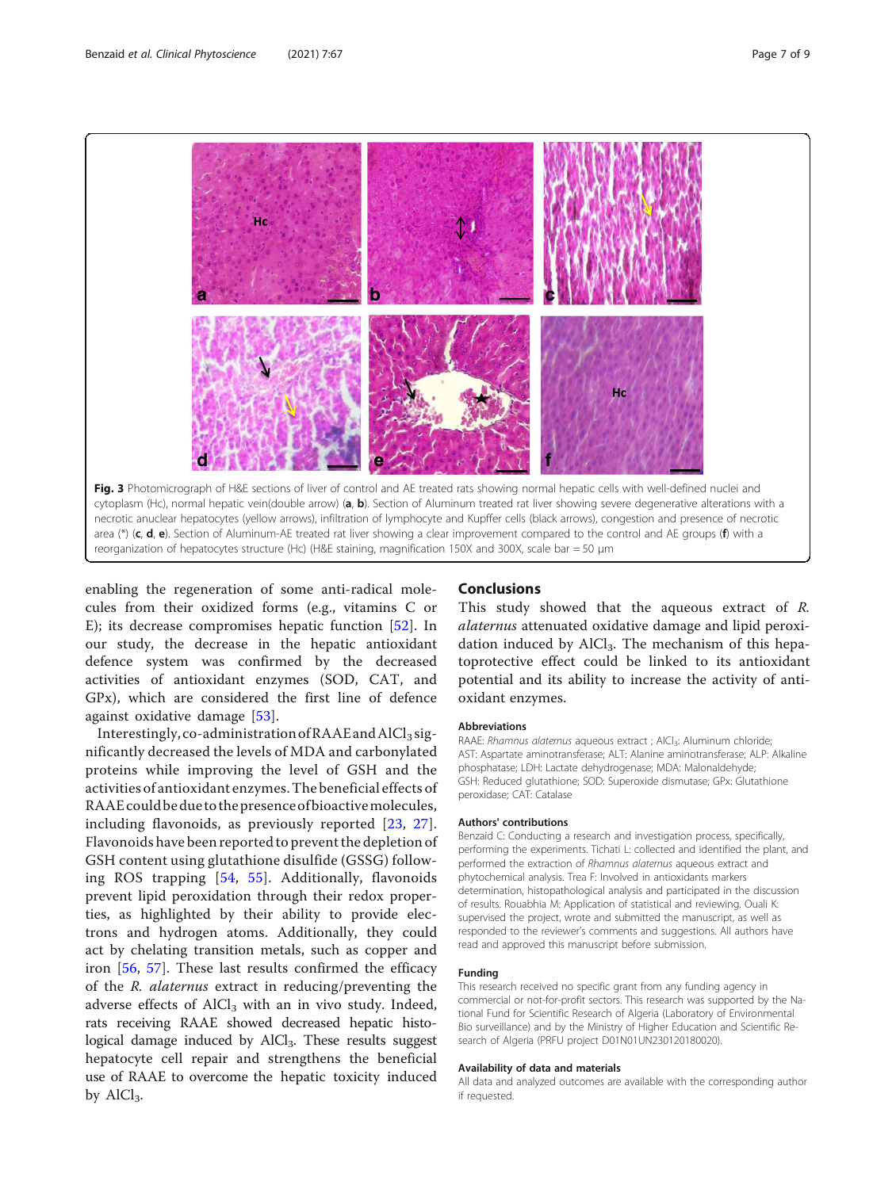Fig. 3 Photomicrograph of H&E sections of liver of control and AE treated rats showing normal hepatic cells with well-defined nuclei and cytoplasm (Hc), normal hepatic vein(double arrow) (**a**, **b**). Section of Aluminum treated rat liver showing severe degenerative alterations with a necrotic anuclear hepatocytes (yellow arrows), infiltration of lymphocyte and Kupffer cells (black arrows), congestion and presence of necrotic area (*) (**c**, **d**, **e**). Section of Aluminum-AE treated rat liver showing a clear improvement compared to the control and AE groups (**f**) with a reorganization of hepatocytes structure (Hc) (H&E staining, magnification 150X and 300X, scale bar = 50 μm

enabling the regeneration of some anti-radical molecules from their oxidized forms (e.g., vitamins C or E); its decrease compromises hepatic function [52]. In our study, the decrease in the hepatic antioxidant defence system was confirmed by the decreased activities of antioxidant enzymes (SOD, CAT, and GPx), which are considered the first line of defence against oxidative damage [53].

Interestingly, co-administration of RAAE and $AlCl_3$ significantly decreased the levels of MDA and carbonylated proteins while improving the level of GSH and the activities of antioxidant enzymes. The beneficial effects of RAAE could be due to the presence of bioactive molecules, including flavonoids, as previously reported [23, 27]. Flavonoids have been reported to prevent the depletion of GSH content using glutathione disulfide (GSSG) following ROS trapping [54, 55]. Additionally, flavonoids prevent lipid peroxidation through their redox properties, as highlighted by their ability to provide electrons and hydrogen atoms. Additionally, they could act by chelating transition metals, such as copper and iron [56, 57]. These last results confirmed the efficacy of the *R. alaternus* extract in reducing/preventing the adverse effects of $AlCl_3$ with an in vivo study. Indeed, rats receiving RAAE showed decreased hepatic histological damage induced by $AlCl_3$. These results suggest hepatocyte cell repair and strengthens the beneficial use of RAAE to overcome the hepatic toxicity induced by $AlCl_3$.

## Conclusions

This study showed that the aqueous extract of *R. alaternus* attenuated oxidative damage and lipid peroxidation induced by $AlCl_3$. The mechanism of this hepatoprotective effect could be linked to its antioxidant potential and its ability to increase the activity of antioxidant enzymes.

### Abbreviations

RAAE: *Rhamnus alaternus* aqueous extract ; $AlCl_3$: Aluminum chloride; AST: Aspartate aminotransferase; ALT: Alanine aminotransferase; ALP: Alkaline phosphatase; LDH: Lactate dehydrogenase; MDA: Malonaldehyde; GSH: Reduced glutathione; SOD: Superoxide dismutase; GPx: Glutathione peroxidase; CAT: Catalase

### Authors' contributions

Benzaid C: Conducting a research and investigation process, specifically, performing the experiments. Tichati L: collected and identified the plant, and performed the extraction of *Rhamnus alaternus* aqueous extract and phytochemical analysis. Trea F: Involved in antioxidants markers determination, histopathological analysis and participated in the discussion of results. Rouabhia M: Application of statistical and reviewing. Ouali K: supervised the project, wrote and submitted the manuscript, as well as responded to the reviewer's comments and suggestions. All authors have read and approved this manuscript before submission.

### Funding

This research received no specific grant from any funding agency in commercial or not-for-profit sectors. This research was supported by the National Fund for Scientific Research of Algeria (Laboratory of Environmental Bio surveillance) and by the Ministry of Higher Education and Scientific Research of Algeria (PRFU project D01N01UN230120180020).

### Availability of data and materials

All data and analyzed outcomes are available with the corresponding author if requested.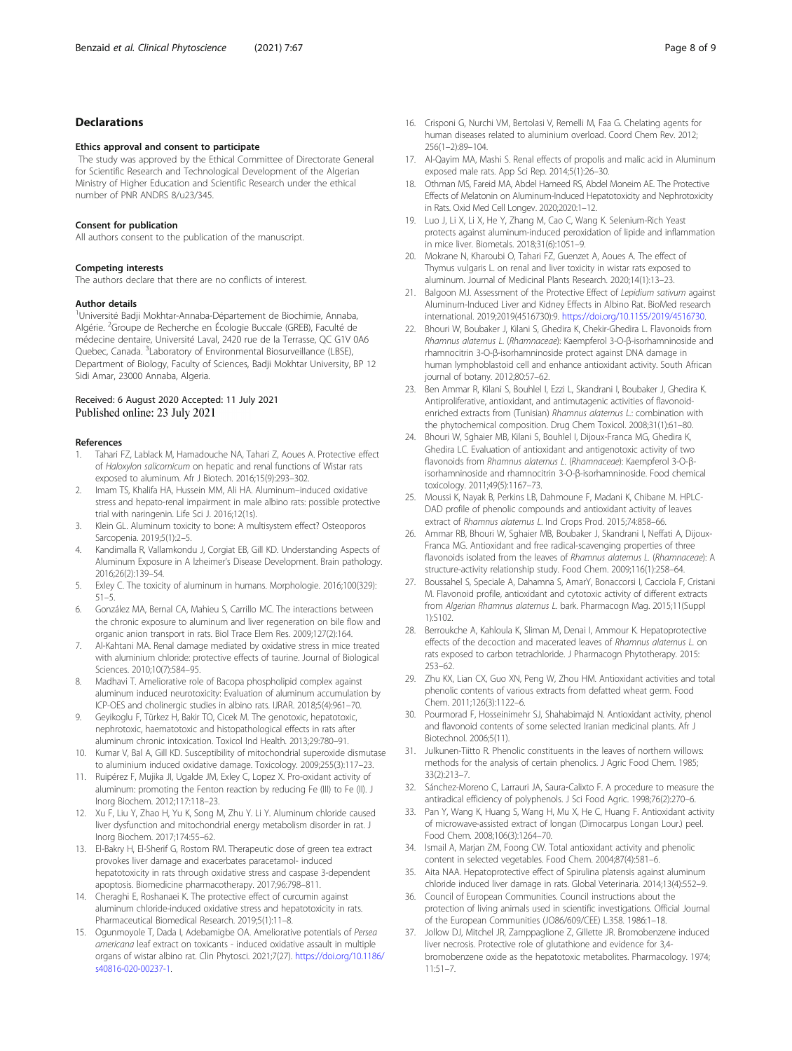## Declarations

### Ethics approval and consent to participate

The study was approved by the Ethical Committee of Directorate General for Scientific Research and Technological Development of the Algerian Ministry of Higher Education and Scientific Research under the ethical number of PNR ANDRS 8/u23/345.

### Consent for publication

All authors consent to the publication of the manuscript.

### Competing interests

The authors declare that there are no conflicts of interest.

### Author details

[1]Université Badji Mokhtar-Annaba-Département de Biochimie, Annaba, Algérie. [2]Groupe de Recherche en Écologie Buccale (GREB), Faculté de médecine dentaire, Université Laval, 2420 rue de la Terrasse, QC G1V 0A6 Quebec, Canada. [3]Laboratory of Environmental Biosurveillance (LBSE), Department of Biology, Faculty of Sciences, Badji Mokhtar University, BP 12 Sidi Amar, 23000 Annaba, Algeria.

Received: 6 August 2020 Accepted: 11 July 2021
Published online: 23 July 2021

### References

1. Tahari FZ, Lablack M, Hamadouche NA, Tahari Z, Aoues A. Protective effect of *Haloxylon salicornicum* on hepatic and renal functions of Wistar rats exposed to aluminum. Afr J Biotech. 2016;15(9):293–302.
2. Imam TS, Khalifa HA, Hussein MM, Ali HA. Aluminum–induced oxidative stress and hepato-renal impairment in male albino rats: possible protective trial with naringenin. Life Sci J. 2016;12(1s).
3. Klein GL. Aluminum toxicity to bone: A multisystem effect? Osteoporos Sarcopenia. 2019;5(1):2–5.
4. Kandimalla R, Vallamkondu J, Corgiat EB, Gill KD. Understanding Aspects of Aluminum Exposure in A lzheimer's Disease Development. Brain pathology. 2016;26(2):139–54.
5. Exley C. The toxicity of aluminum in humans. Morphologie. 2016;100(329): 51–5.
6. González MA, Bernal CA, Mahieu S, Carrillo MC. The interactions between the chronic exposure to aluminum and liver regeneration on bile flow and organic anion transport in rats. Biol Trace Elem Res. 2009;127(2):164.
7. Al-Kahtani MA. Renal damage mediated by oxidative stress in mice treated with aluminium chloride: protective effects of taurine. Journal of Biological Sciences. 2010;10(7):584–95.
8. Madhavi T. Ameliorative role of Bacopa phospholipid complex against aluminum induced neurotoxicity: Evaluation of aluminum accumulation by ICP-OES and cholinergic studies in albino rats. IJRAR. 2018;5(4):961–70.
9. Geyikoglu F, Türkez H, Bakir TO, Cicek M. The genotoxic, hepatotoxic, nephrotoxic, haematotoxic and histopathological effects in rats after aluminum chronic intoxication. Toxicol Ind Health. 2013;29:780–91.
10. Kumar V, Bal A, Gill KD. Susceptibility of mitochondrial superoxide dismutase to aluminium induced oxidative damage. Toxicology. 2009;255(3):117–23.
11. Ruipérez F, Mujika JI, Ugalde JM, Exley C, Lopez X. Pro-oxidant activity of aluminum: promoting the Fenton reaction by reducing Fe (III) to Fe (II). J Inorg Biochem. 2012;117:118–23.
12. Xu F, Liu Y, Zhao H, Yu K, Song M, Zhu Y. Li Y. Aluminum chloride caused liver dysfunction and mitochondrial energy metabolism disorder in rat. J Inorg Biochem. 2017;174:55–62.
13. El-Bakry H, El-Sherif G, Rostom RM. Therapeutic dose of green tea extract provokes liver damage and exacerbates paracetamol- induced hepatotoxicity in rats through oxidative stress and caspase 3-dependent apoptosis. Biomedicine pharmacotherapy. 2017;96:798–811.
14. Cheraghi E, Roshanaei K. The protective effect of curcumin against aluminum chloride-induced oxidative stress and hepatotoxicity in rats. Pharmaceutical Biomedical Research. 2019;5(1):11–8.
15. Ogunmoyole T, Dada I, Adebamigbe OA. Ameliorative potentials of *Persea americana* leaf extract on toxicants - induced oxidative assault in multiple organs of wistar albino rat. Clin Phytosci. 2021;7(27). https://doi.org/10.1186/s40816-020-00237-1.
16. Crisponi G, Nurchi VM, Bertolasi V, Remelli M, Faa G. Chelating agents for human diseases related to aluminium overload. Coord Chem Rev. 2012; 256(1–2):89–104.
17. Al-Qayim MA, Mashi S. Renal effects of propolis and malic acid in Aluminum exposed male rats. App Sci Rep. 2014;5(1):26–30.
18. Othman MS, Fareid MA, Abdel Hameed RS, Abdel Moneim AE. The Protective Effects of Melatonin on Aluminum-Induced Hepatotoxicity and Nephrotoxicity in Rats. Oxid Med Cell Longev. 2020;2020:1–12.
19. Luo J, Li X, Li X, He Y, Zhang M, Cao C, Wang K. Selenium-Rich Yeast protects against aluminum-induced peroxidation of lipide and inflammation in mice liver. Biometals. 2018;31(6):1051–9.
20. Mokrane N, Kharoubi O, Tahari FZ, Guenzet A, Aoues A. The effect of Thymus vulgaris L. on renal and liver toxicity in wistar rats exposed to aluminum. Journal of Medicinal Plants Research. 2020;14(1):13–23.
21. Balgoon MJ. Assessment of the Protective Effect of *Lepidium sativum* against Aluminum-Induced Liver and Kidney Effects in Albino Rat. BioMed research international. 2019;2019(4516730):9. https://doi.org/10.1155/2019/4516730.
22. Bhouri W, Boubaker J, Kilani S, Ghedira K, Chekir-Ghedira L. Flavonoids from *Rhamnus alaternus L.* (*Rhamnaceae*): Kaempferol 3-O-β-isorhamninoside and rhamnocitrin 3-O-β-isorhamninoside protect against DNA damage in human lymphoblastoid cell and enhance antioxidant activity. South African journal of botany. 2012;80:57–62.
23. Ben Ammar R, Kilani S, Bouhlel I, Ezzi L, Skandrani I, Boubaker J, Ghedira K. Antiproliferative, antioxidant, and antimutagenic activities of flavonoid-enriched extracts from (Tunisian) *Rhamnus alaternus L.*: combination with the phytochemical composition. Drug Chem Toxicol. 2008;31(1):61–80.
24. Bhouri W, Sghaier MB, Kilani S, Bouhlel I, Dijoux-Franca MG, Ghedira K, Ghedira LC. Evaluation of antioxidant and antigenotoxic activity of two flavonoids from *Rhamnus alaternus L.* (*Rhamnaceae*): Kaempferol 3-O-β-isorhamninoside and rhamnocitrin 3-O-β-isorhamninoside. Food chemical toxicology. 2011;49(5):1167–73.
25. Moussi K, Nayak B, Perkins LB, Dahmoune F, Madani K, Chibane M. HPLC-DAD profile of phenolic compounds and antioxidant activity of leaves extract of *Rhamnus alaternus L.* Ind Crops Prod. 2015;74:858–66.
26. Ammar RB, Bhouri W, Sghaier MB, Boubaker J, Skandrani I, Neffati A, Dijoux-Franca MG. Antioxidant and free radical-scavenging properties of three flavonoids isolated from the leaves of *Rhamnus alaternus L.* (*Rhamnaceae*): A structure-activity relationship study. Food Chem. 2009;116(1):258–64.
27. Boussahel S, Speciale A, Dahamna S, AmarY, Bonaccorsi I, Cacciola F, Cristani M. Flavonoid profile, antioxidant and cytotoxic activity of different extracts from *Algerian Rhamnus alaternus L.* bark. Pharmacogn Mag. 2015;11(Suppl 1):S102.
28. Berroukche A, Kahloula K, Sliman M, Denai I, Ammour K. Hepatoprotective effects of the decoction and macerated leaves of *Rhamnus alaternus L.* on rats exposed to carbon tetrachloride. J Pharmacogn Phytotherapy. 2015: 253–62.
29. Zhu KX, Lian CX, Guo XN, Peng W, Zhou HM. Antioxidant activities and total phenolic contents of various extracts from defatted wheat germ. Food Chem. 2011;126(3):1122–6.
30. Pourmorad F, Hosseinimehr SJ, Shahabimajd N. Antioxidant activity, phenol and flavonoid contents of some selected Iranian medicinal plants. Afr J Biotechnol. 2006;5(11).
31. Julkunen-Tiitto R. Phenolic constituents in the leaves of northern willows: methods for the analysis of certain phenolics. J Agric Food Chem. 1985; 33(2):213–7.
32. Sánchez-Moreno C, Larrauri JA, Saura-Calixto F. A procedure to measure the antiradical efficiency of polyphenols. J Sci Food Agric. 1998;76(2):270–6.
33. Pan Y, Wang K, Huang S, Wang H, Mu X, He C, Huang F. Antioxidant activity of microwave-assisted extract of longan (Dimocarpus Longan Lour.) peel. Food Chem. 2008;106(3):1264–70.
34. Ismail A, Marjan ZM, Foong CW. Total antioxidant activity and phenolic content in selected vegetables. Food Chem. 2004;87(4):581–6.
35. Aita NAA. Hepatoprotective effect of Spirulina platensis against aluminum chloride induced liver damage in rats. Global Veterinaria. 2014;13(4):552–9.
36. Council of European Communities. Council instructions about the protection of living animals used in scientific investigations. Official Journal of the European Communities (JO86/609/CEE) L.358. 1986:1–18.
37. Jollow DJ, Mitchel JR, Zamppaglione Z, Gillette JR. Bromobenzene induced liver necrosis. Protective role of glutathione and evidence for 3,4-bromobenzene oxide as the hepatotoxic metabolites. Pharmacology. 1974; 11:51–7.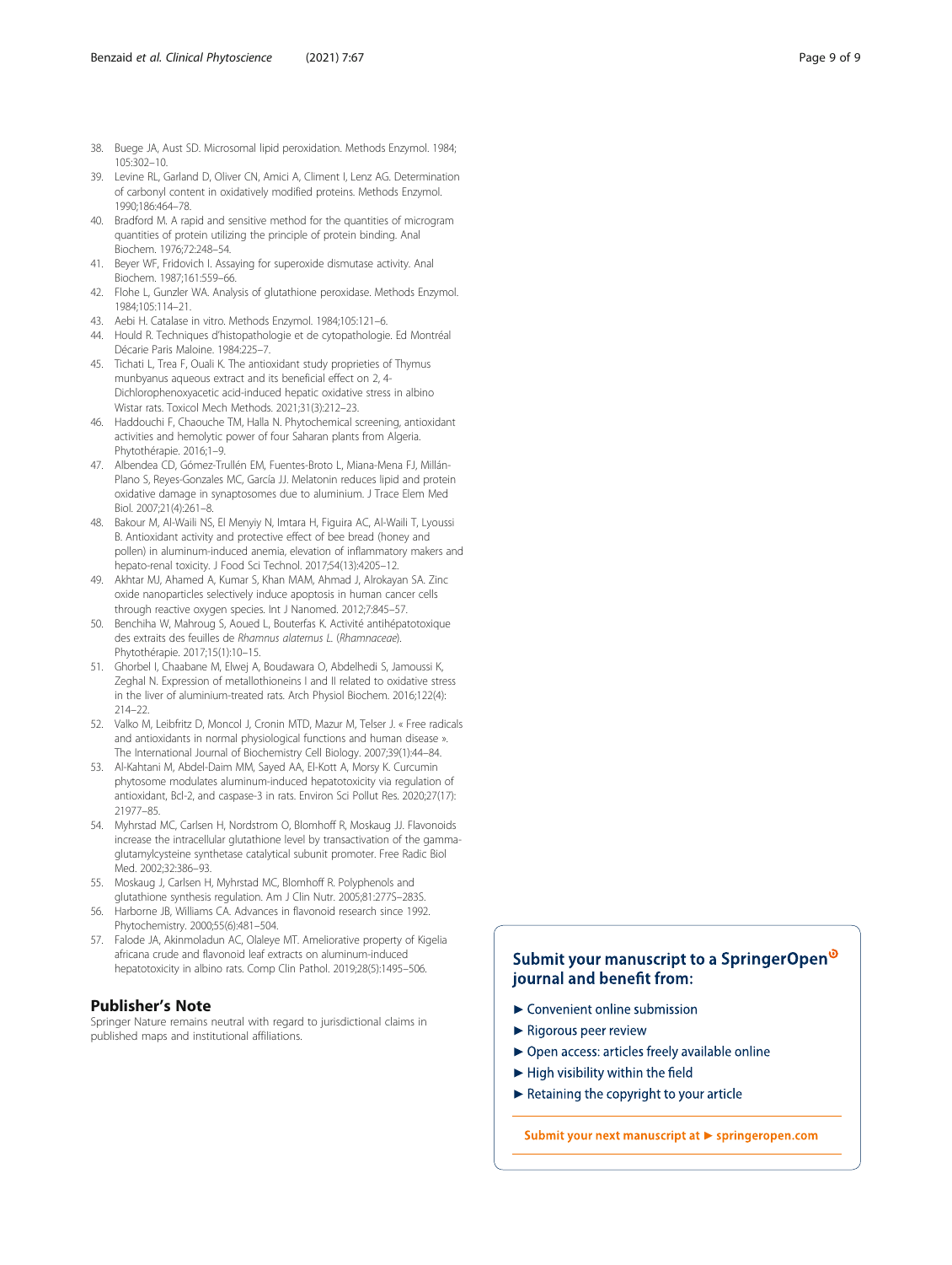38. Buege JA, Aust SD. Microsomal lipid peroxidation. Methods Enzymol. 1984; 105:302–10.
39. Levine RL, Garland D, Oliver CN, Amici A, Climent I, Lenz AG. Determination of carbonyl content in oxidatively modified proteins. Methods Enzymol. 1990;186:464–78.
40. Bradford M. A rapid and sensitive method for the quantities of microgram quantities of protein utilizing the principle of protein binding. Anal Biochem. 1976;72:248–54.
41. Beyer WF, Fridovich I. Assaying for superoxide dismutase activity. Anal Biochem. 1987;161:559–66.
42. Flohe L, Gunzler WA. Analysis of glutathione peroxidase. Methods Enzymol. 1984;105:114–21.
43. Aebi H. Catalase in vitro. Methods Enzymol. 1984;105:121–6.
44. Hould R. Techniques d'histopathologie et de cytopathologie. Ed Montréal Décarie Paris Maloine. 1984:225–7.
45. Tichati L, Trea F, Ouali K. The antioxidant study proprieties of Thymus munbyanus aqueous extract and its beneficial effect on 2, 4-Dichlorophenoxyacetic acid-induced hepatic oxidative stress in albino Wistar rats. Toxicol Mech Methods. 2021;31(3):212–23.
46. Haddouchi F, Chaouche TM, Halla N. Phytochemical screening, antioxidant activities and hemolytic power of four Saharan plants from Algeria. Phytothérapie. 2016;1–9.
47. Albendea CD, Gómez-Trullén EM, Fuentes-Broto L, Miana-Mena FJ, Millán-Plano S, Reyes-Gonzales MC, García JJ. Melatonin reduces lipid and protein oxidative damage in synaptosomes due to aluminium. J Trace Elem Med Biol. 2007;21(4):261–8.
48. Bakour M, Al-Waili NS, El Menyiy N, Imtara H, Figuira AC, Al-Waili T, Lyoussi B. Antioxidant activity and protective effect of bee bread (honey and pollen) in aluminum-induced anemia, elevation of inflammatory makers and hepato-renal toxicity. J Food Sci Technol. 2017;54(13):4205–12.
49. Akhtar MJ, Ahamed A, Kumar S, Khan MAM, Ahmad J, Alrokayan SA. Zinc oxide nanoparticles selectively induce apoptosis in human cancer cells through reactive oxygen species. Int J Nanomed. 2012;7:845–57.
50. Benchiha W, Mahroug S, Aoued L, Bouterfas K. Activité antihépatotoxique des extraits des feuilles de *Rhamnus alaternus L.* (*Rhamnaceae*). Phytothérapie. 2017;15(1):10–15.
51. Ghorbel I, Chaabane M, Elwej A, Boudawara O, Abdelhedi S, Jamoussi K, Zeghal N. Expression of metallothioneins I and II related to oxidative stress in the liver of aluminium-treated rats. Arch Physiol Biochem. 2016;122(4): 214–22.
52. Valko M, Leibfritz D, Moncol J, Cronin MTD, Mazur M, Telser J. « Free radicals and antioxidants in normal physiological functions and human disease ». The International Journal of Biochemistry Cell Biology. 2007;39(1):44–84.
53. Al-Kahtani M, Abdel-Daim MM, Sayed AA, El-Kott A, Morsy K. Curcumin phytosome modulates aluminum-induced hepatotoxicity via regulation of antioxidant, Bcl-2, and caspase-3 in rats. Environ Sci Pollut Res. 2020;27(17): 21977–85.
54. Myhrstad MC, Carlsen H, Nordstrom O, Blomhoff R, Moskaug JJ. Flavonoids increase the intracellular glutathione level by transactivation of the gamma-glutamylcysteine synthetase catalytical subunit promoter. Free Radic Biol Med. 2002;32:386–93.
55. Moskaug J, Carlsen H, Myhrstad MC, Blomhoff R. Polyphenols and glutathione synthesis regulation. Am J Clin Nutr. 2005;81:277S–283S.
56. Harborne JB, Williams CA. Advances in flavonoid research since 1992. Phytochemistry. 2000;55(6):481–504.
57. Falode JA, Akinmoladun AC, Olaleye MT. Ameliorative property of Kigelia africana crude and flavonoid leaf extracts on aluminum-induced hepatotoxicity in albino rats. Comp Clin Pathol. 2019;28(5):1495–506.

## Publisher's Note

Springer Nature remains neutral with regard to jurisdictional claims in published maps and institutional affiliations.

**Submit your manuscript to a SpringerOpen journal and benefit from:**

- ► Convenient online submission
- ► Rigorous peer review
- ► Open access: articles freely available online
- ► High visibility within the field
- ► Retaining the copyright to your article

**Submit your next manuscript at ► springeropen.com**